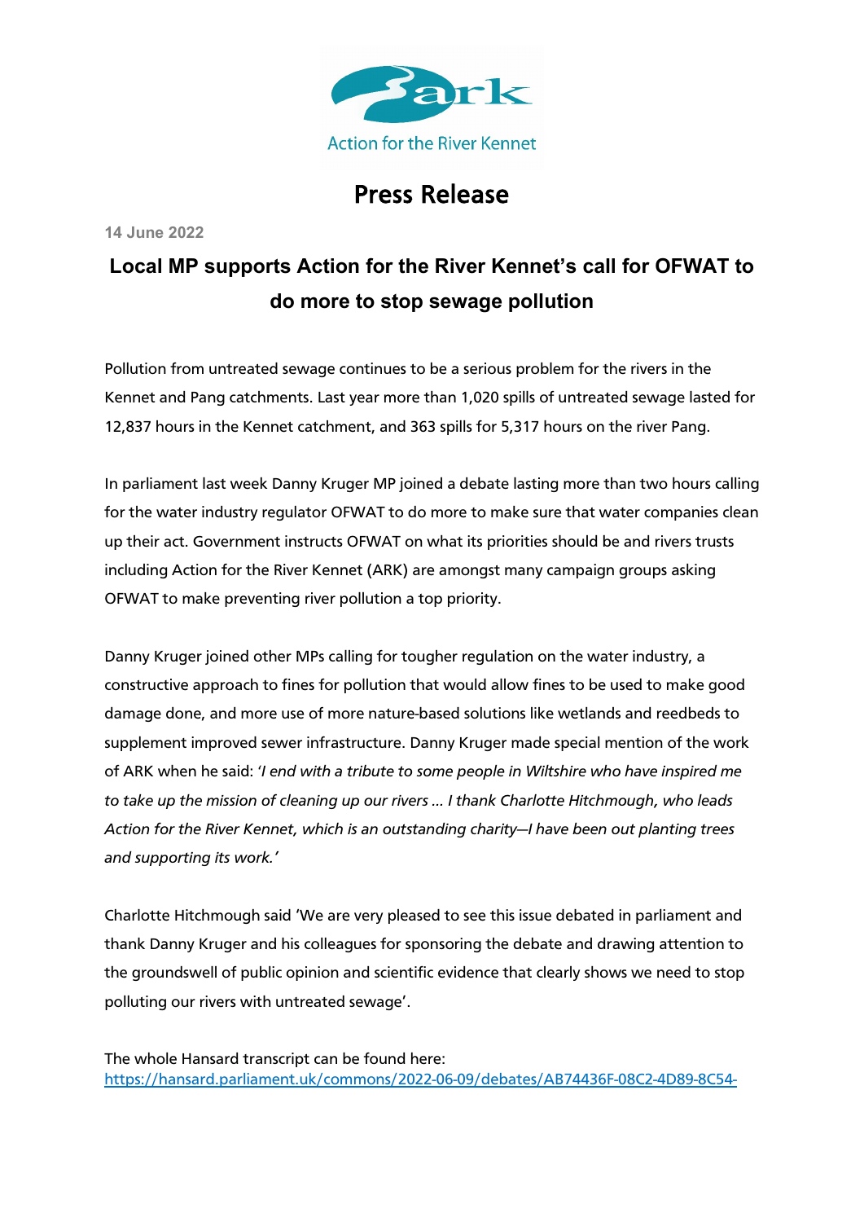ark

Action for the River Kennet

# Press Release

14 June 2022

## Local MP supports Action for the River Kennet's call for OFWAT to do more to stop sewage pollution

Pollution from untreated sewage continues to be a serious problem for the rivers in the Kennet and Pang catchments. Last year more than 1,020 spills of untreated sewage lasted for 12,837 hours in the Kennet catchment, and 363 spills for 5,317 hours on the river Pang.

In parliament last week Danny Kruger MP joined a debate lasting more than two hours calling for the water industry regulator OFWAT to do more to make sure that water companies clean up their act. Government instructs OFWAT on what its priorities should be and rivers trusts including Action for the River Kennet (ARK) are amongst many campaign groups asking OFWAT to make preventing river pollution a top priority.

Danny Kruger joined other MPs calling for tougher regulation on the water industry, a constructive approach to fines for pollution that would allow fines to be used to make good damage done, and more use of more nature-based solutions like wetlands and reedbeds to supplement improved sewer infrastructure. Danny Kruger made special mention of the work of ARK when he said: '*I end with a tribute to some people in Wiltshire who have inspired me to take up the mission of cleaning up our rivers … I thank Charlotte Hitchmough, who leads Action for the River Kennet, which is an outstanding charity—I have been out planting trees and supporting its work.*'

Charlotte Hitchmough said 'We are very pleased to see this issue debated in parliament and thank Danny Kruger and his colleagues for sponsoring the debate and drawing attention to the groundswell of public opinion and scientific evidence that clearly shows we need to stop polluting our rivers with untreated sewage'.

The whole Hansard transcript can be found here:
https://hansard.parliament.uk/commons/2022-06-09/debates/AB74436F-08C2-4D89-8C54-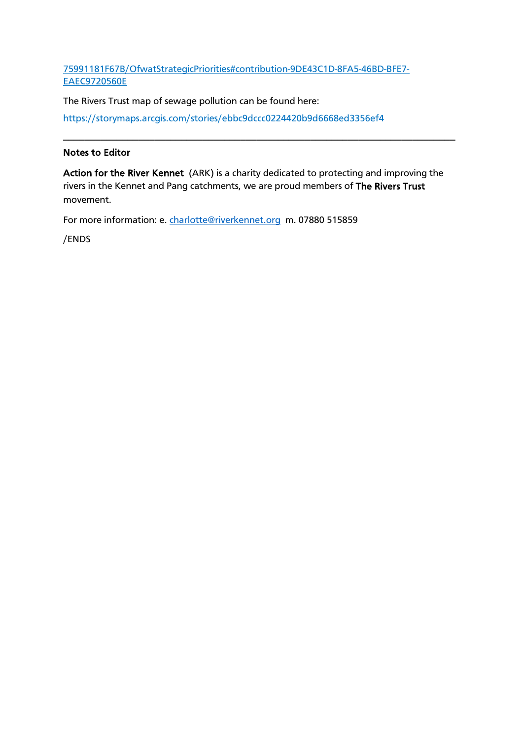75991181F67B/OfwatStrategicPriorities#contribution-9DE43C1D-8FA5-46BD-BFE7-EAEC9720560E

The Rivers Trust map of sewage pollution can be found here:

https://storymaps.arcgis.com/stories/ebbc9dccc0224420b9d6668ed3356ef4

---

**Notes to Editor**

**Action for the River Kennet** (ARK) is a charity dedicated to protecting and improving the rivers in the Kennet and Pang catchments, we are proud members of **The Rivers Trust** movement.

For more information: e. charlotte@riverkennet.org m. 07880 515859

/ENDS